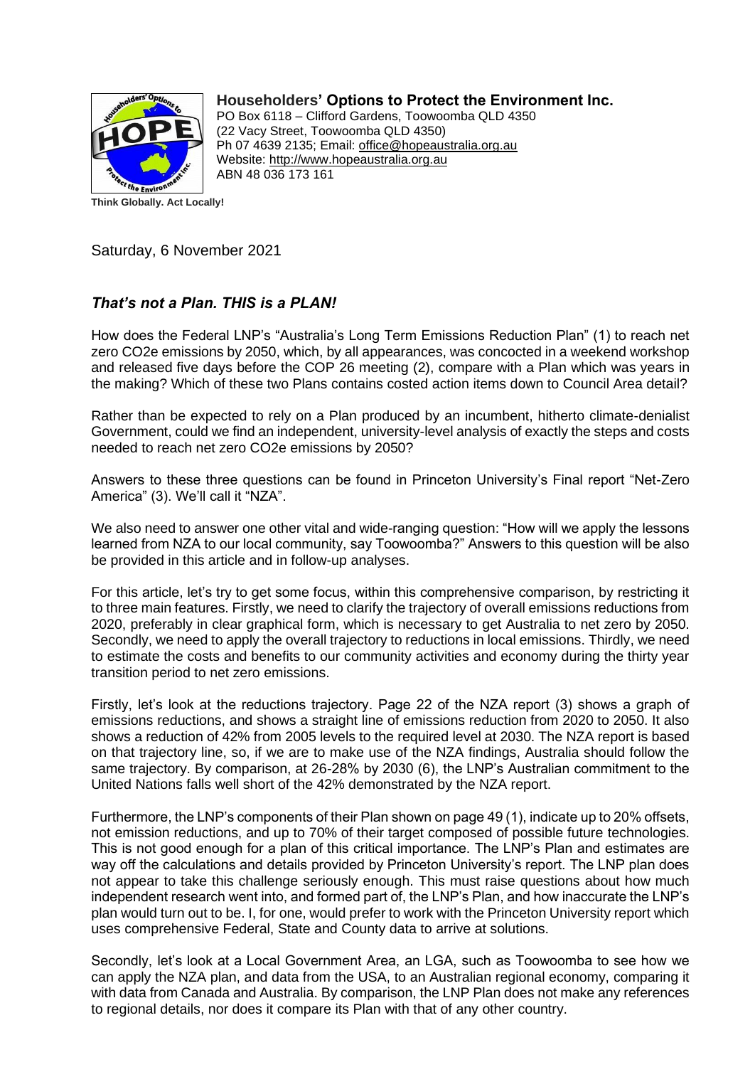**Householders' Options to Protect the Environment Inc.**
PO Box 6118 – Clifford Gardens, Toowoomba QLD 4350
(22 Vacy Street, Toowoomba QLD 4350)
Ph 07 4639 2135; Email: office@hopeaustralia.org.au
Website: http://www.hopeaustralia.org.au
ABN 48 036 173 161

**Think Globally. Act Locally!**

Saturday, 6 November 2021

## *That's not a Plan. THIS is a PLAN!*

How does the Federal LNP's "Australia's Long Term Emissions Reduction Plan" (1) to reach net zero CO2e emissions by 2050, which, by all appearances, was concocted in a weekend workshop and released five days before the COP 26 meeting (2), compare with a Plan which was years in the making? Which of these two Plans contains costed action items down to Council Area detail?

Rather than be expected to rely on a Plan produced by an incumbent, hitherto climate-denialist Government, could we find an independent, university-level analysis of exactly the steps and costs needed to reach net zero CO2e emissions by 2050?

Answers to these three questions can be found in Princeton University's Final report "Net-Zero America" (3). We'll call it "NZA".

We also need to answer one other vital and wide-ranging question: "How will we apply the lessons learned from NZA to our local community, say Toowoomba?" Answers to this question will be also be provided in this article and in follow-up analyses.

For this article, let's try to get some focus, within this comprehensive comparison, by restricting it to three main features. Firstly, we need to clarify the trajectory of overall emissions reductions from 2020, preferably in clear graphical form, which is necessary to get Australia to net zero by 2050. Secondly, we need to apply the overall trajectory to reductions in local emissions. Thirdly, we need to estimate the costs and benefits to our community activities and economy during the thirty year transition period to net zero emissions.

Firstly, let's look at the reductions trajectory. Page 22 of the NZA report (3) shows a graph of emissions reductions, and shows a straight line of emissions reduction from 2020 to 2050. It also shows a reduction of 42% from 2005 levels to the required level at 2030. The NZA report is based on that trajectory line, so, if we are to make use of the NZA findings, Australia should follow the same trajectory. By comparison, at 26-28% by 2030 (6), the LNP's Australian commitment to the United Nations falls well short of the 42% demonstrated by the NZA report.

Furthermore, the LNP's components of their Plan shown on page 49 (1), indicate up to 20% offsets, not emission reductions, and up to 70% of their target composed of possible future technologies. This is not good enough for a plan of this critical importance. The LNP's Plan and estimates are way off the calculations and details provided by Princeton University's report. The LNP plan does not appear to take this challenge seriously enough. This must raise questions about how much independent research went into, and formed part of, the LNP's Plan, and how inaccurate the LNP's plan would turn out to be. I, for one, would prefer to work with the Princeton University report which uses comprehensive Federal, State and County data to arrive at solutions.

Secondly, let's look at a Local Government Area, an LGA, such as Toowoomba to see how we can apply the NZA plan, and data from the USA, to an Australian regional economy, comparing it with data from Canada and Australia. By comparison, the LNP Plan does not make any references to regional details, nor does it compare its Plan with that of any other country.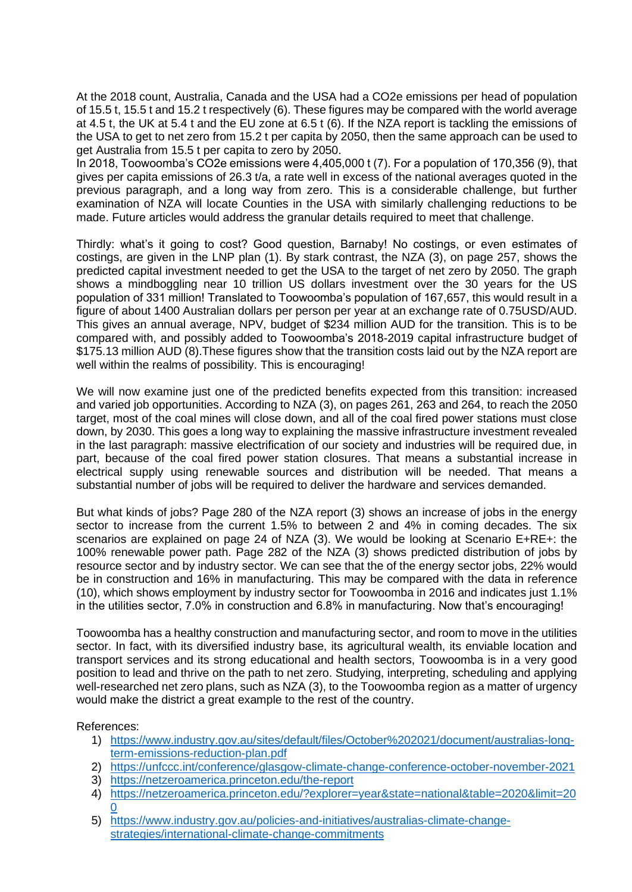At the 2018 count, Australia, Canada and the USA had a $CO_2e$ emissions per head of population of 15.5 t, 15.5 t and 15.2 t respectively (6). These figures may be compared with the world average at 4.5 t, the UK at 5.4 t and the EU zone at 6.5 t (6). If the NZA report is tackling the emissions of the USA to get to net zero from 15.2 t per capita by 2050, then the same approach can be used to get Australia from 15.5 t per capita to zero by 2050.
In 2018, Toowoomba's $CO_2e$ emissions were 4,405,000 t (7). For a population of 170,356 (9), that gives per capita emissions of 26.3 t/a, a rate well in excess of the national averages quoted in the previous paragraph, and a long way from zero. This is a considerable challenge, but further examination of NZA will locate Counties in the USA with similarly challenging reductions to be made. Future articles would address the granular details required to meet that challenge.

Thirdly: what's it going to cost? Good question, Barnaby! No costings, or even estimates of costings, are given in the LNP plan (1). By stark contrast, the NZA (3), on page 257, shows the predicted capital investment needed to get the USA to the target of net zero by 2050. The graph shows a mindboggling near 10 trillion US dollars investment over the 30 years for the US population of 331 million! Translated to Toowoomba's population of 167,657, this would result in a figure of about 1400 Australian dollars per person per year at an exchange rate of 0.75USD/AUD. This gives an annual average, NPV, budget of $234 million AUD for the transition. This is to be compared with, and possibly added to Toowoomba's 2018-2019 capital infrastructure budget of $175.13 million AUD (8).These figures show that the transition costs laid out by the NZA report are well within the realms of possibility. This is encouraging!

We will now examine just one of the predicted benefits expected from this transition: increased and varied job opportunities. According to NZA (3), on pages 261, 263 and 264, to reach the 2050 target, most of the coal mines will close down, and all of the coal fired power stations must close down, by 2030. This goes a long way to explaining the massive infrastructure investment revealed in the last paragraph: massive electrification of our society and industries will be required due, in part, because of the coal fired power station closures. That means a substantial increase in electrical supply using renewable sources and distribution will be needed. That means a substantial number of jobs will be required to deliver the hardware and services demanded.

But what kinds of jobs? Page 280 of the NZA report (3) shows an increase of jobs in the energy sector to increase from the current 1.5% to between 2 and 4% in coming decades. The six scenarios are explained on page 24 of NZA (3). We would be looking at Scenario E+RE+: the 100% renewable power path. Page 282 of the NZA (3) shows predicted distribution of jobs by resource sector and by industry sector. We can see that the of the energy sector jobs, 22% would be in construction and 16% in manufacturing. This may be compared with the data in reference (10), which shows employment by industry sector for Toowoomba in 2016 and indicates just 1.1% in the utilities sector, 7.0% in construction and 6.8% in manufacturing. Now that's encouraging!

Toowoomba has a healthy construction and manufacturing sector, and room to move in the utilities sector. In fact, with its diversified industry base, its agricultural wealth, its enviable location and transport services and its strong educational and health sectors, Toowoomba is in a very good position to lead and thrive on the path to net zero. Studying, interpreting, scheduling and applying well-researched net zero plans, such as NZA (3), to the Toowoomba region as a matter of urgency would make the district a great example to the rest of the country.

References:

1) https://www.industry.gov.au/sites/default/files/October%202021/document/australias-long-term-emissions-reduction-plan.pdf
2) https://unfccc.int/conference/glasgow-climate-change-conference-october-november-2021
3) https://netzeroamerica.princeton.edu/the-report
4) https://netzeroamerica.princeton.edu/?explorer=year&state=national&table=2020&limit=200
5) https://www.industry.gov.au/policies-and-initiatives/australias-climate-change-strategies/international-climate-change-commitments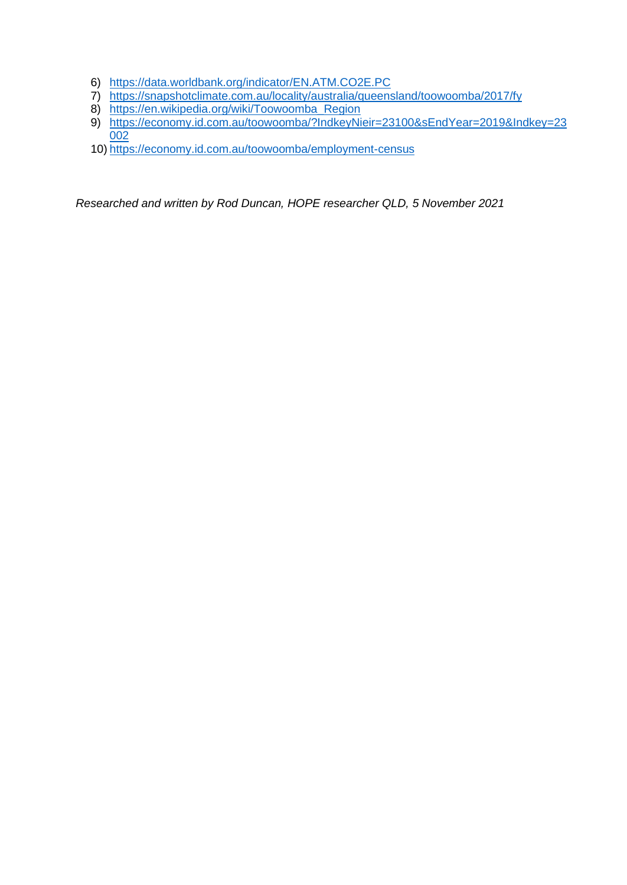6) https://data.worldbank.org/indicator/EN.ATM.CO2E.PC
7) https://snapshotclimate.com.au/locality/australia/queensland/toowoomba/2017/fy
8) https://en.wikipedia.org/wiki/Toowoomba_Region
9) https://economy.id.com.au/toowoomba/?IndkeyNieir=23100&sEndYear=2019&Indkey=23002
10) https://economy.id.com.au/toowoomba/employment-census

*Researched and written by Rod Duncan, HOPE researcher QLD, 5 November 2021*